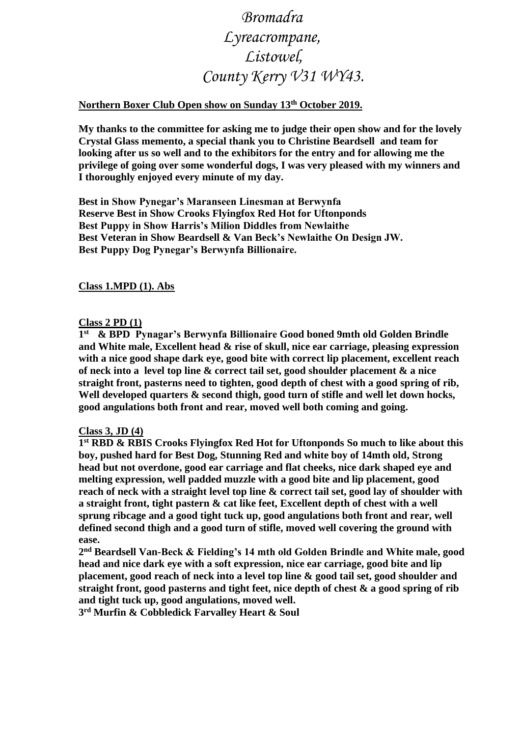*Bromadra*
*Lyreacrompane,*
*Listowel,*
*County Kerry V31 WY43.*

**Northern Boxer Club Open show on Sunday 13th October 2019.**

**My thanks to the committee for asking me to judge their open show and for the lovely Crystal Glass memento, a special thank you to Christine Beardsell and team for looking after us so well and to the exhibitors for the entry and for allowing me the privilege of going over some wonderful dogs, I was very pleased with my winners and I thoroughly enjoyed every minute of my day.**

**Best in Show Pynegar's Maranseen Linesman at Berwynfa**
**Reserve Best in Show Crooks Flyingfox Red Hot for Uftonponds**
**Best Puppy in Show Harris's Milion Diddles from Newlaithe**
**Best Veteran in Show Beardsell & Van Beck's Newlaithe On Design JW.**
**Best Puppy Dog Pynegar's Berwynfa Billionaire.**

**Class 1.MPD (1). Abs**

**Class 2 PD (1)**

**1st & BPD Pynagar's Berwynfa Billionaire Good boned 9mth old Golden Brindle and White male, Excellent head & rise of skull, nice ear carriage, pleasing expression with a nice good shape dark eye, good bite with correct lip placement, excellent reach of neck into a level top line & correct tail set, good shoulder placement & a nice straight front, pasterns need to tighten, good depth of chest with a good spring of rib, Well developed quarters & second thigh, good turn of stifle and well let down hocks, good angulations both front and rear, moved well both coming and going.**

**Class 3, JD (4)**

**1st RBD & RBIS Crooks Flyingfox Red Hot for Uftonponds So much to like about this boy, pushed hard for Best Dog, Stunning Red and white boy of 14mth old, Strong head but not overdone, good ear carriage and flat cheeks, nice dark shaped eye and melting expression, well padded muzzle with a good bite and lip placement, good reach of neck with a straight level top line & correct tail set, good lay of shoulder with a straight front, tight pastern & cat like feet, Excellent depth of chest with a well sprung ribcage and a good tight tuck up, good angulations both front and rear, well defined second thigh and a good turn of stifle, moved well covering the ground with ease.**

**2nd Beardsell Van-Beck & Fielding's 14 mth old Golden Brindle and White male, good head and nice dark eye with a soft expression, nice ear carriage, good bite and lip placement, good reach of neck into a level top line & good tail set, good shoulder and straight front, good pasterns and tight feet, nice depth of chest & a good spring of rib and tight tuck up, good angulations, moved well.**

**3rd Murfin & Cobbledick Farvalley Heart & Soul**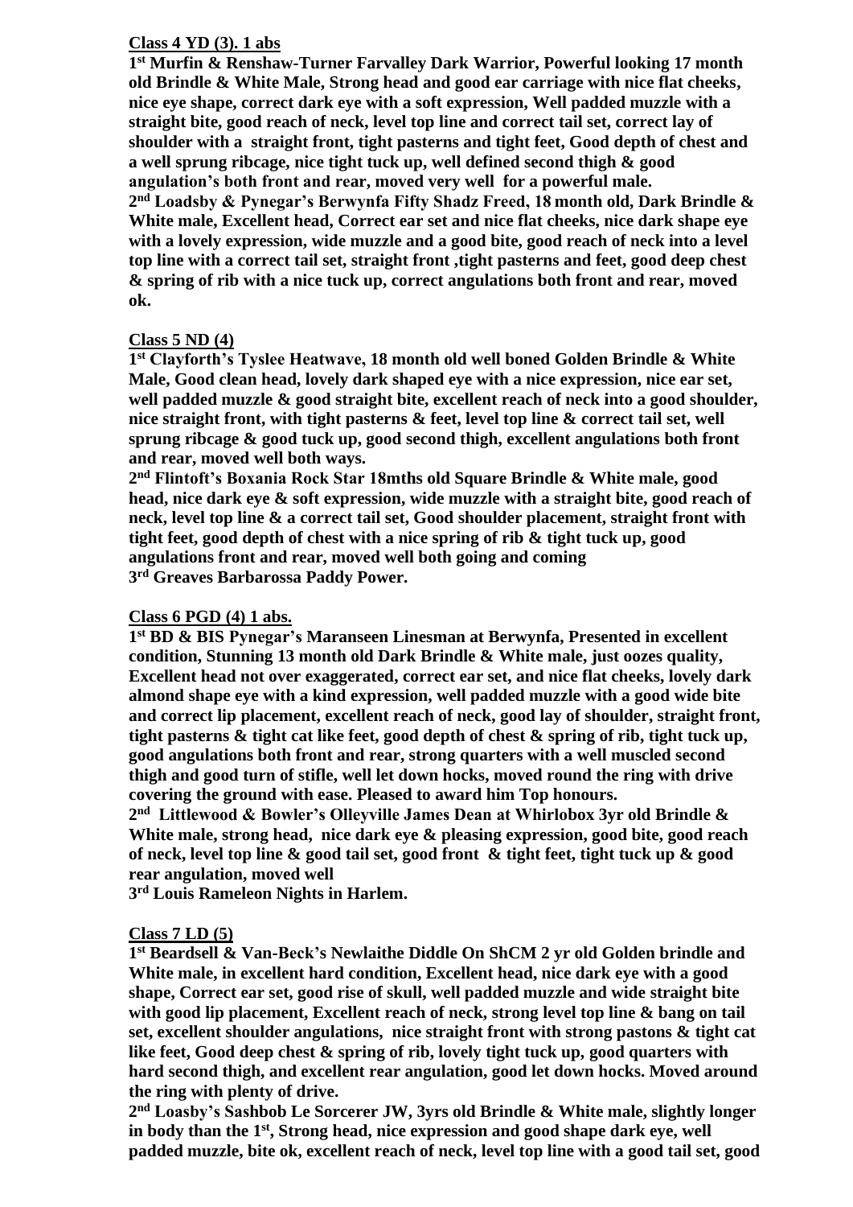**Class 4 YD (3). 1 abs**

**1st Murfin & Renshaw-Turner Farvalley Dark Warrior, Powerful looking 17 month old Brindle & White Male, Strong head and good ear carriage with nice flat cheeks, nice eye shape, correct dark eye with a soft expression, Well padded muzzle with a straight bite, good reach of neck, level top line and correct tail set, correct lay of shoulder with a straight front, tight pasterns and tight feet, Good depth of chest and a well sprung ribcage, nice tight tuck up, well defined second thigh & good angulation's both front and rear, moved very well for a powerful male.**

**2nd Loadsby & Pynegar's Berwynfa Fifty Shadz Freed, 18 month old, Dark Brindle & White male, Excellent head, Correct ear set and nice flat cheeks, nice dark shape eye with a lovely expression, wide muzzle and a good bite, good reach of neck into a level top line with a correct tail set, straight front ,tight pasterns and feet, good deep chest & spring of rib with a nice tuck up, correct angulations both front and rear, moved ok.**

**Class 5 ND (4)**

**1st Clayforth's Tyslee Heatwave, 18 month old well boned Golden Brindle & White Male, Good clean head, lovely dark shaped eye with a nice expression, nice ear set, well padded muzzle & good straight bite, excellent reach of neck into a good shoulder, nice straight front, with tight pasterns & feet, level top line & correct tail set, well sprung ribcage & good tuck up, good second thigh, excellent angulations both front and rear, moved well both ways.**

**2nd Flintoft's Boxania Rock Star 18mths old Square Brindle & White male, good head, nice dark eye & soft expression, wide muzzle with a straight bite, good reach of neck, level top line & a correct tail set, Good shoulder placement, straight front with tight feet, good depth of chest with a nice spring of rib & tight tuck up, good angulations front and rear, moved well both going and coming**

**3rd Greaves Barbarossa Paddy Power.**

**Class 6 PGD (4) 1 abs.**

**1st BD & BIS Pynegar's Maranseen Linesman at Berwynfa, Presented in excellent condition, Stunning 13 month old Dark Brindle & White male, just oozes quality, Excellent head not over exaggerated, correct ear set, and nice flat cheeks, lovely dark almond shape eye with a kind expression, well padded muzzle with a good wide bite and correct lip placement, excellent reach of neck, good lay of shoulder, straight front, tight pasterns & tight cat like feet, good depth of chest & spring of rib, tight tuck up, good angulations both front and rear, strong quarters with a well muscled second thigh and good turn of stifle, well let down hocks, moved round the ring with drive covering the ground with ease. Pleased to award him Top honours.**

**2nd Littlewood & Bowler's Olleyville James Dean at Whirlobox 3yr old Brindle & White male, strong head, nice dark eye & pleasing expression, good bite, good reach of neck, level top line & good tail set, good front & tight feet, tight tuck up & good rear angulation, moved well**

**3rd Louis Rameleon Nights in Harlem.**

**Class 7 LD (5)**

**1st Beardsell & Van-Beck's Newlaithe Diddle On ShCM 2 yr old Golden brindle and White male, in excellent hard condition, Excellent head, nice dark eye with a good shape, Correct ear set, good rise of skull, well padded muzzle and wide straight bite with good lip placement, Excellent reach of neck, strong level top line & bang on tail set, excellent shoulder angulations, nice straight front with strong pastons & tight cat like feet, Good deep chest & spring of rib, lovely tight tuck up, good quarters with hard second thigh, and excellent rear angulation, good let down hocks. Moved around the ring with plenty of drive.**

**2nd Loasby's Sashbob Le Sorcerer JW, 3yrs old Brindle & White male, slightly longer in body than the 1st, Strong head, nice expression and good shape dark eye, well padded muzzle, bite ok, excellent reach of neck, level top line with a good tail set, good**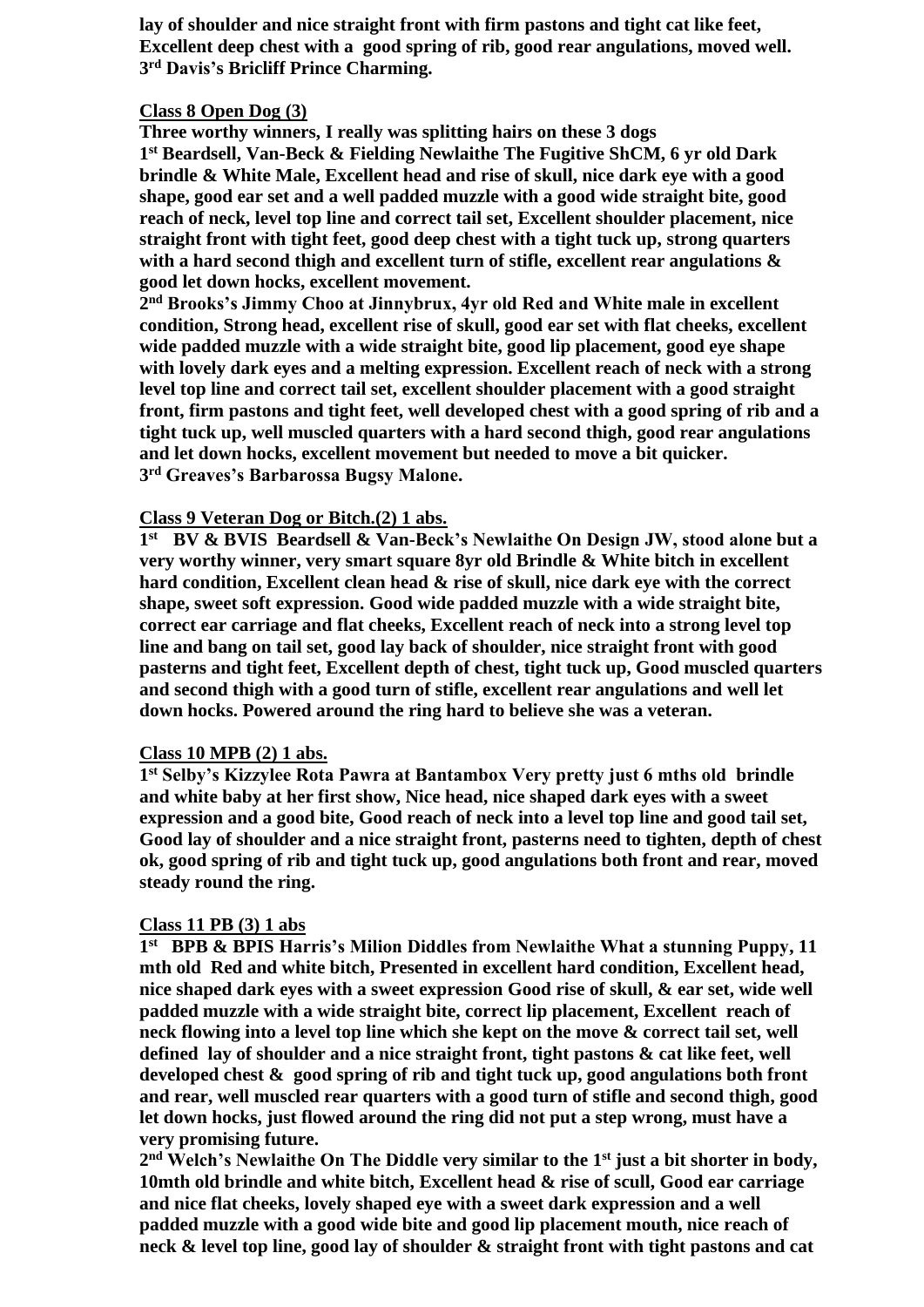**lay of shoulder and nice straight front with firm pastons and tight cat like feet, Excellent deep chest with a good spring of rib, good rear angulations, moved well.**
**3rd Davis's Bricliff Prince Charming.**

**Class 8 Open Dog (3)**

**Three worthy winners, I really was splitting hairs on these 3 dogs**
**1st Beardsell, Van-Beck & Fielding Newlaithe The Fugitive ShCM, 6 yr old Dark brindle & White Male, Excellent head and rise of skull, nice dark eye with a good shape, good ear set and a well padded muzzle with a good wide straight bite, good reach of neck, level top line and correct tail set, Excellent shoulder placement, nice straight front with tight feet, good deep chest with a tight tuck up, strong quarters with a hard second thigh and excellent turn of stifle, excellent rear angulations & good let down hocks, excellent movement.**
**2nd Brooks's Jimmy Choo at Jinnybrux, 4yr old Red and White male in excellent condition, Strong head, excellent rise of skull, good ear set with flat cheeks, excellent wide padded muzzle with a wide straight bite, good lip placement, good eye shape with lovely dark eyes and a melting expression. Excellent reach of neck with a strong level top line and correct tail set, excellent shoulder placement with a good straight front, firm pastons and tight feet, well developed chest with a good spring of rib and a tight tuck up, well muscled quarters with a hard second thigh, good rear angulations and let down hocks, excellent movement but needed to move a bit quicker.**
**3rd Greaves's Barbarossa Bugsy Malone.**

**Class 9 Veteran Dog or Bitch.(2) 1 abs.**

**1st BV & BVIS Beardsell & Van-Beck's Newlaithe On Design JW, stood alone but a very worthy winner, very smart square 8yr old Brindle & White bitch in excellent hard condition, Excellent clean head & rise of skull, nice dark eye with the correct shape, sweet soft expression. Good wide padded muzzle with a wide straight bite, correct ear carriage and flat cheeks, Excellent reach of neck into a strong level top line and bang on tail set, good lay back of shoulder, nice straight front with good pasterns and tight feet, Excellent depth of chest, tight tuck up, Good muscled quarters and second thigh with a good turn of stifle, excellent rear angulations and well let down hocks. Powered around the ring hard to believe she was a veteran.**

**Class 10 MPB (2) 1 abs.**

**1st Selby's Kizzylee Rota Pawra at Bantambox Very pretty just 6 mths old brindle and white baby at her first show, Nice head, nice shaped dark eyes with a sweet expression and a good bite, Good reach of neck into a level top line and good tail set, Good lay of shoulder and a nice straight front, pasterns need to tighten, depth of chest ok, good spring of rib and tight tuck up, good angulations both front and rear, moved steady round the ring.**

**Class 11 PB (3) 1 abs**

**1st BPB & BPIS Harris's Milion Diddles from Newlaithe What a stunning Puppy, 11 mth old Red and white bitch, Presented in excellent hard condition, Excellent head, nice shaped dark eyes with a sweet expression Good rise of skull, & ear set, wide well padded muzzle with a wide straight bite, correct lip placement, Excellent reach of neck flowing into a level top line which she kept on the move & correct tail set, well defined lay of shoulder and a nice straight front, tight pastons & cat like feet, well developed chest & good spring of rib and tight tuck up, good angulations both front and rear, well muscled rear quarters with a good turn of stifle and second thigh, good let down hocks, just flowed around the ring did not put a step wrong, must have a very promising future.**
**2nd Welch's Newlaithe On The Diddle very similar to the 1st just a bit shorter in body, 10mth old brindle and white bitch, Excellent head & rise of scull, Good ear carriage and nice flat cheeks, lovely shaped eye with a sweet dark expression and a well padded muzzle with a good wide bite and good lip placement mouth, nice reach of neck & level top line, good lay of shoulder & straight front with tight pastons and cat**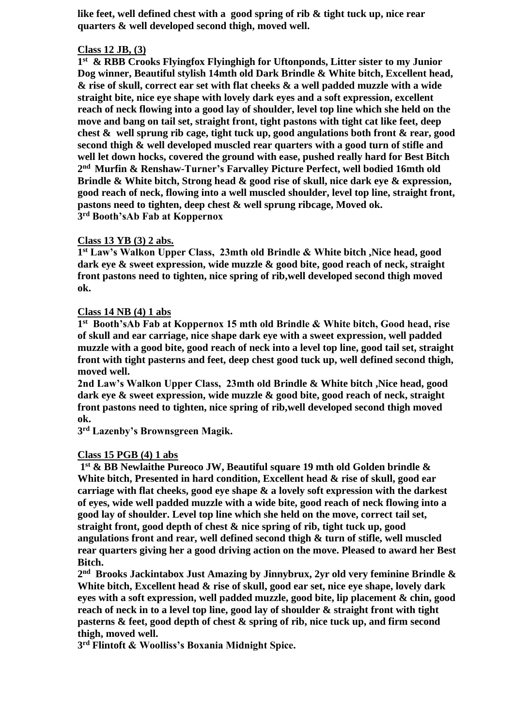**like feet, well defined chest with a good spring of rib & tight tuck up, nice rear quarters & well developed second thigh, moved well.**

**Class 12 JB, (3)**

**1st & RBB Crooks Flyingfox Flyinghigh for Uftonponds, Litter sister to my Junior Dog winner, Beautiful stylish 14mth old Dark Brindle & White bitch, Excellent head, & rise of skull, correct ear set with flat cheeks & a well padded muzzle with a wide straight bite, nice eye shape with lovely dark eyes and a soft expression, excellent reach of neck flowing into a good lay of shoulder, level top line which she held on the move and bang on tail set, straight front, tight pastons with tight cat like feet, deep chest & well sprung rib cage, tight tuck up, good angulations both front & rear, good second thigh & well developed muscled rear quarters with a good turn of stifle and well let down hocks, covered the ground with ease, pushed really hard for Best Bitch**
**2nd Murfin & Renshaw-Turner's Farvalley Picture Perfect, well bodied 16mth old Brindle & White bitch, Strong head & good rise of skull, nice dark eye & expression, good reach of neck, flowing into a well muscled shoulder, level top line, straight front, pastons need to tighten, deep chest & well sprung ribcage, Moved ok.**
**3rd Booth'sAb Fab at Koppernox**

**Class 13 YB (3) 2 abs.**

**1st Law's Walkon Upper Class, 23mth old Brindle & White bitch ,Nice head, good dark eye & sweet expression, wide muzzle & good bite, good reach of neck, straight front pastons need to tighten, nice spring of rib,well developed second thigh moved ok.**

**Class 14 NB (4) 1 abs**

**1st Booth'sAb Fab at Koppernox 15 mth old Brindle & White bitch, Good head, rise of skull and ear carriage, nice shape dark eye with a sweet expression, well padded muzzle with a good bite, good reach of neck into a level top line, good tail set, straight front with tight pasterns and feet, deep chest good tuck up, well defined second thigh, moved well.**
**2nd Law's Walkon Upper Class, 23mth old Brindle & White bitch ,Nice head, good dark eye & sweet expression, wide muzzle & good bite, good reach of neck, straight front pastons need to tighten, nice spring of rib,well developed second thigh moved ok.**
**3rd Lazenby's Brownsgreen Magik.**

**Class 15 PGB (4) 1 abs**

**1st & BB Newlaithe Pureoco JW, Beautiful square 19 mth old Golden brindle & White bitch, Presented in hard condition, Excellent head & rise of skull, good ear carriage with flat cheeks, good eye shape & a lovely soft expression with the darkest of eyes, wide well padded muzzle with a wide bite, good reach of neck flowing into a good lay of shoulder. Level top line which she held on the move, correct tail set, straight front, good depth of chest & nice spring of rib, tight tuck up, good angulations front and rear, well defined second thigh & turn of stifle, well muscled rear quarters giving her a good driving action on the move. Pleased to award her Best Bitch.**
**2nd Brooks Jackintabox Just Amazing by Jinnybrux, 2yr old very feminine Brindle & White bitch, Excellent head & rise of skull, good ear set, nice eye shape, lovely dark eyes with a soft expression, well padded muzzle, good bite, lip placement & chin, good reach of neck in to a level top line, good lay of shoulder & straight front with tight pasterns & feet, good depth of chest & spring of rib, nice tuck up, and firm second thigh, moved well.**
**3rd Flintoft & Woolliss's Boxania Midnight Spice.**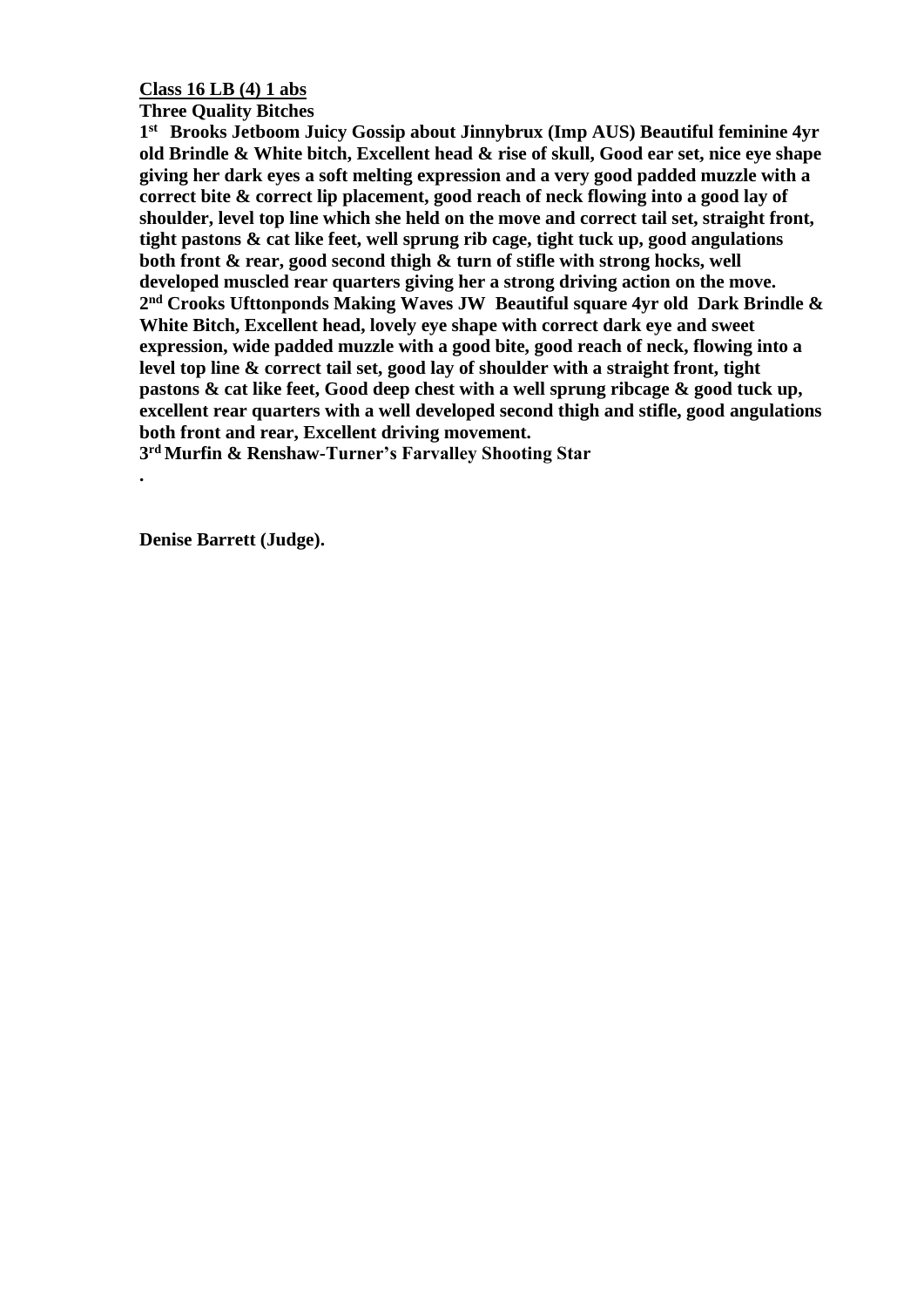**<u>Class 16 LB (4) 1 abs</u>**

**Three Quality Bitches**

**1st Brooks Jetboom Juicy Gossip about Jinnybrux (Imp AUS) Beautiful feminine 4yr old Brindle & White bitch, Excellent head & rise of skull, Good ear set, nice eye shape giving her dark eyes a soft melting expression and a very good padded muzzle with a correct bite & correct lip placement, good reach of neck flowing into a good lay of shoulder, level top line which she held on the move and correct tail set, straight front, tight pastons & cat like feet, well sprung rib cage, tight tuck up, good angulations both front & rear, good second thigh & turn of stifle with strong hocks, well developed muscled rear quarters giving her a strong driving action on the move.**

**2nd Crooks Ufttonponds Making Waves JW Beautiful square 4yr old Dark Brindle & White Bitch, Excellent head, lovely eye shape with correct dark eye and sweet expression, wide padded muzzle with a good bite, good reach of neck, flowing into a level top line & correct tail set, good lay of shoulder with a straight front, tight pastons & cat like feet, Good deep chest with a well sprung ribcage & good tuck up, excellent rear quarters with a well developed second thigh and stifle, good angulations both front and rear, Excellent driving movement.**

**3rd Murfin & Renshaw-Turner's Farvalley Shooting Star**

**.**

**Denise Barrett (Judge).**